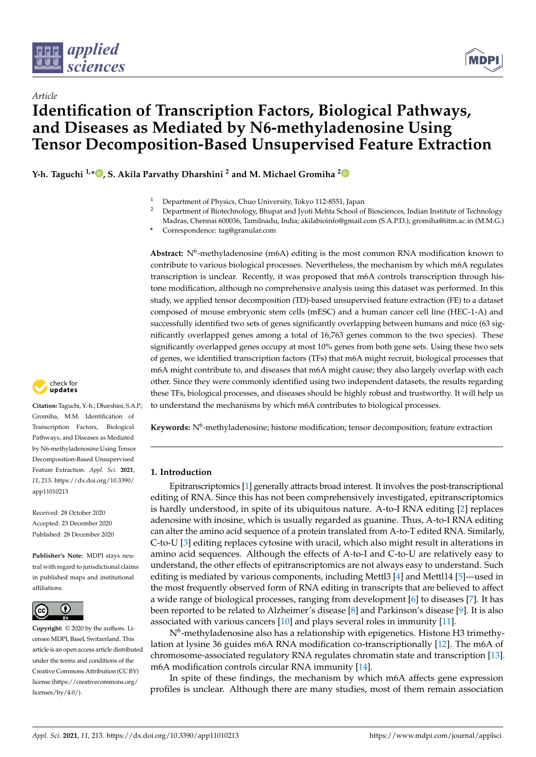*Article*

# Identification of Transcription Factors, Biological Pathways, and Diseases as Mediated by N6-methyladenosine Using Tensor Decomposition-Based Unsupervised Feature Extraction

**Y-h. Taguchi [1,*], S. Akila Parvathy Dharshini [2] and M. Michael Gromiha [2]**

[1] Department of Physics, Chuo University, Tokyo 112-8551, Japan
[2] Department of Biotechnology, Bhupat and Jyoti Mehta School of Biosciences, Indian Institute of Technology Madras, Chennai 600036, Tamilnadu, India; akilabioinfo@gmail.com (S.A.P.D.); gromiha@iitm.ac.in (M.M.G.)
[*] Correspondence: tag@granular.com

**Abstract:** $N^6$-methyladenosine (m6A) editing is the most common RNA modification known to contribute to various biological processes. Nevertheless, the mechanism by which m6A regulates transcription is unclear. Recently, it was proposed that m6A controls transcription through histone modification, although no comprehensive analysis using this dataset was performed. In this study, we applied tensor decomposition (TD)-based unsupervised feature extraction (FE) to a dataset composed of mouse embryonic stem cells (mESC) and a human cancer cell line (HEC-1-A) and successfully identified two sets of genes significantly overlapping between humans and mice (63 significantly overlapped genes among a total of 16,763 genes common to the two species). These significantly overlapped genes occupy at most 10% genes from both gene sets. Using these two sets of genes, we identified transcription factors (TFs) that m6A might recruit, biological processes that m6A might contribute to, and diseases that m6A might cause; they also largely overlap with each other. Since they were commonly identified using two independent datasets, the results regarding these TFs, biological processes, and diseases should be highly robust and trustworthy. It will help us to understand the mechanisms by which m6A contributes to biological processes.

**Keywords:** $N^6$-methyladenosine; histone modification; tensor decomposition; feature extraction

**Citation:** Taguchi, Y.-h.; Dharshini, S.A.P.; Gromiha, M.M. Identification of Transcription Factors, Biological Pathways, and Diseases as Mediated by N6-methyladenosine Using Tensor Decomposition-Based Unsupervised Feature Extraction. *Appl. Sci.* **2021**, *11*, 213. https://dx.doi.org/10.3390/app11010213

Received: 28 October 2020
Accepted: 23 December 2020
Published: 28 December 2020

**Publisher's Note:** MDPI stays neutral with regard to jurisdictional claims in published maps and institutional affiliations.

**Copyright:** © 2020 by the authors. Licensee MDPI, Basel, Switzerland. This article is an open access article distributed under the terms and conditions of the Creative Commons Attribution (CC BY) license (https://creativecommons.org/licenses/by/4.0/).

## 1. Introduction

Epitranscriptomics [1] generally attracts broad interest. It involves the post-transcriptional editing of RNA. Since this has not been comprehensively investigated, epitranscriptomics is hardly understood, in spite of its ubiquitous nature. A-to-I RNA editing [2] replaces adenosine with inosine, which is usually regarded as guanine. Thus, A-to-I RNA editing can alter the amino acid sequence of a protein translated from A-to-T edited RNA. Similarly, C-to-U [3] editing replaces cytosine with uracil, which also might result in alterations in amino acid sequences. Although the effects of A-to-I and C-to-U are relatively easy to understand, the other effects of epitranscriptomics are not always easy to understand. Such editing is mediated by various components, including Mettl3 [4] and Mettl14 [5]—used in the most frequently observed form of RNA editing in transcripts that are believed to affect a wide range of biological processes, ranging from development [6] to diseases [7]. It has been reported to be related to Alzheimer's disease [8] and Parkinson's disease [9]. It is also associated with various cancers [10] and plays several roles in immunity [11].

$N^6$-methyladenosine also has a relationship with epigenetics. Histone H3 trimethylation at lysine 36 guides m6A RNA modification co-transcriptionally [12]. The m6A of chromosome-associated regulatory RNA regulates chromatin state and transcription [13]. m6A modification controls circular RNA immunity [14].

In spite of these findings, the mechanism by which m6A affects gene expression profiles is unclear. Although there are many studies, most of them remain association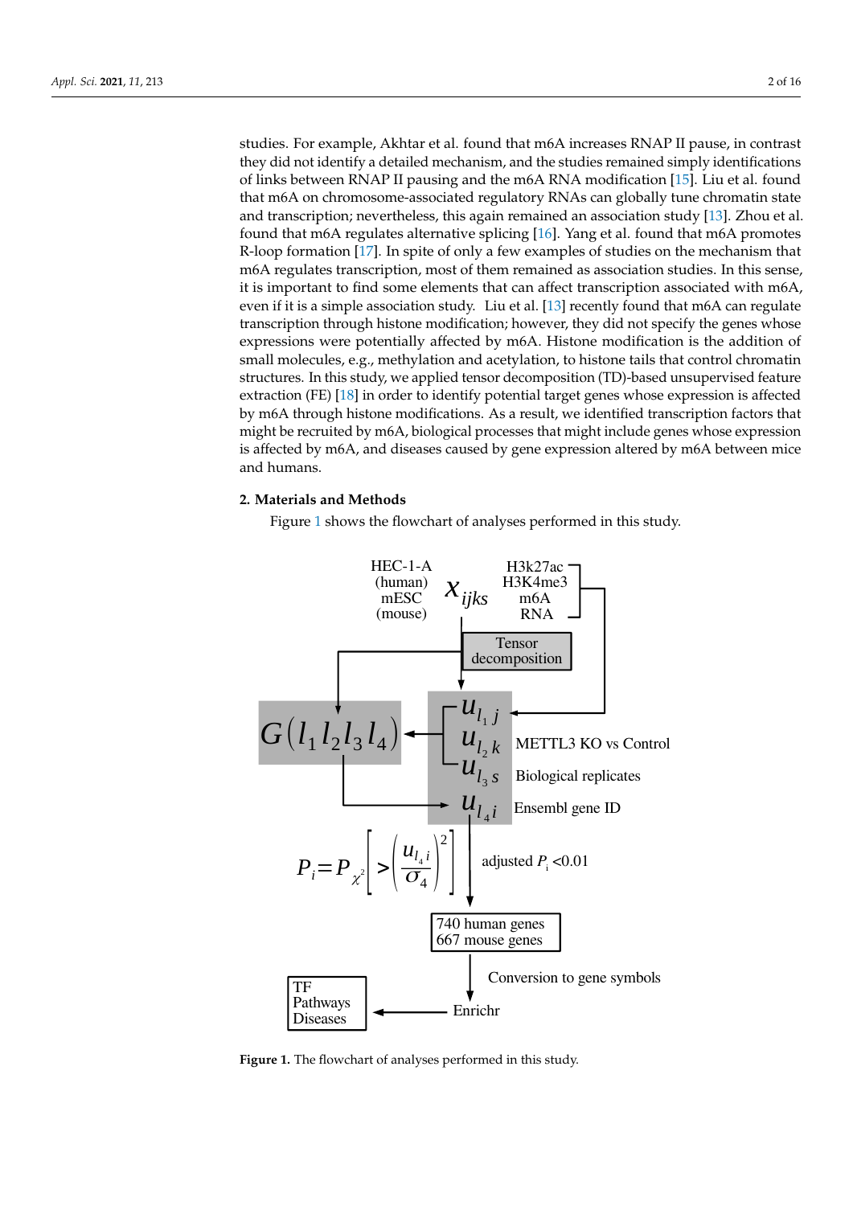studies. For example, Akhtar et al. found that m6A increases RNAP II pause, in contrast they did not identify a detailed mechanism, and the studies remained simply identifications of links between RNAP II pausing and the m6A RNA modification [15]. Liu et al. found that m6A on chromosome-associated regulatory RNAs can globally tune chromatin state and transcription; nevertheless, this again remained an association study [13]. Zhou et al. found that m6A regulates alternative splicing [16]. Yang et al. found that m6A promotes R-loop formation [17]. In spite of only a few examples of studies on the mechanism that m6A regulates transcription, most of them remained as association studies. In this sense, it is important to find some elements that can affect transcription associated with m6A, even if it is a simple association study. Liu et al. [13] recently found that m6A can regulate transcription through histone modification; however, they did not specify the genes whose expressions were potentially affected by m6A. Histone modification is the addition of small molecules, e.g., methylation and acetylation, to histone tails that control chromatin structures. In this study, we applied tensor decomposition (TD)-based unsupervised feature extraction (FE) [18] in order to identify potential target genes whose expression is affected by m6A through histone modifications. As a result, we identified transcription factors that might be recruited by m6A, biological processes that might include genes whose expression is affected by m6A, and diseases caused by gene expression altered by m6A between mice and humans.

## 2. Materials and Methods

Figure 1 shows the flowchart of analyses performed in this study.

**Figure 1.** The flowchart of analyses performed in this study.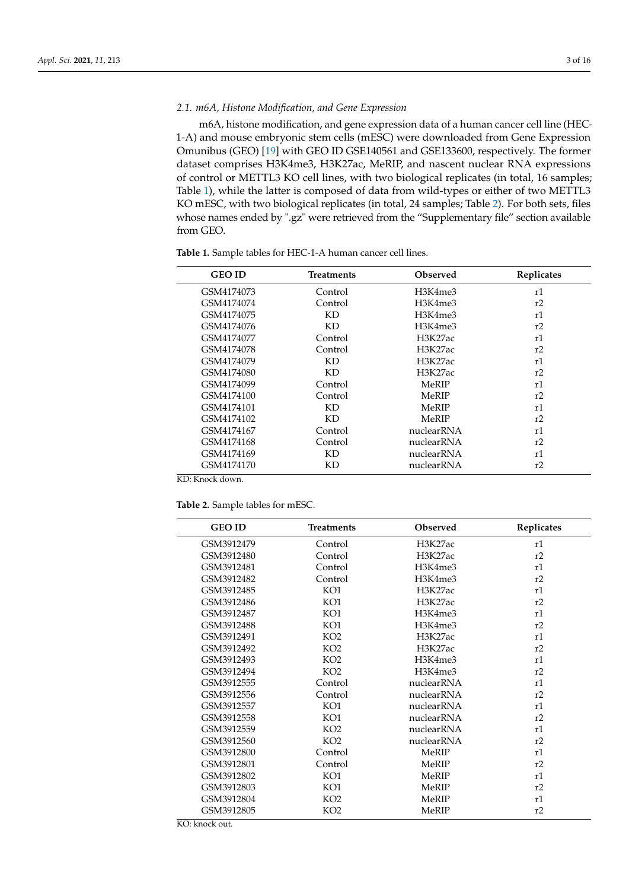### 2.1. m6A, Histone Modification, and Gene Expression

m6A, histone modification, and gene expression data of a human cancer cell line (HEC-1-A) and mouse embryonic stem cells (mESC) were downloaded from Gene Expression Omunibus (GEO) [19] with GEO ID GSE140561 and GSE133600, respectively. The former dataset comprises H3K4me3, H3K27ac, MeRIP, and nascent nuclear RNA expressions of control or METTL3 KO cell lines, with two biological replicates (in total, 16 samples; Table 1), while the latter is composed of data from wild-types or either of two METTL3 KO mESC, with two biological replicates (in total, 24 samples; Table 2). For both sets, files whose names ended by ".gz" were retrieved from the "Supplementary file" section available from GEO.

**Table 1.** Sample tables for HEC-1-A human cancer cell lines.

| GEO ID | Treatments | Observed | Replicates |
|---|---|---|---|
| GSM4174073 | Control | H3K4me3 | r1 |
| GSM4174074 | Control | H3K4me3 | r2 |
| GSM4174075 | KD | H3K4me3 | r1 |
| GSM4174076 | KD | H3K4me3 | r2 |
| GSM4174077 | Control | H3K27ac | r1 |
| GSM4174078 | Control | H3K27ac | r2 |
| GSM4174079 | KD | H3K27ac | r1 |
| GSM4174080 | KD | H3K27ac | r2 |
| GSM4174099 | Control | MeRIP | r1 |
| GSM4174100 | Control | MeRIP | r2 |
| GSM4174101 | KD | MeRIP | r1 |
| GSM4174102 | KD | MeRIP | r2 |
| GSM4174167 | Control | nuclearRNA | r1 |
| GSM4174168 | Control | nuclearRNA | r2 |
| GSM4174169 | KD | nuclearRNA | r1 |
| GSM4174170 | KD | nuclearRNA | r2 |

KD: Knock down.

**Table 2.** Sample tables for mESC.

| GEO ID | Treatments | Observed | Replicates |
|---|---|---|---|
| GSM3912479 | Control | H3K27ac | r1 |
| GSM3912480 | Control | H3K27ac | r2 |
| GSM3912481 | Control | H3K4me3 | r1 |
| GSM3912482 | Control | H3K4me3 | r2 |
| GSM3912485 | KO1 | H3K27ac | r1 |
| GSM3912486 | KO1 | H3K27ac | r2 |
| GSM3912487 | KO1 | H3K4me3 | r1 |
| GSM3912488 | KO1 | H3K4me3 | r2 |
| GSM3912491 | KO2 | H3K27ac | r1 |
| GSM3912492 | KO2 | H3K27ac | r2 |
| GSM3912493 | KO2 | H3K4me3 | r1 |
| GSM3912494 | KO2 | H3K4me3 | r2 |
| GSM3912555 | Control | nuclearRNA | r1 |
| GSM3912556 | Control | nuclearRNA | r2 |
| GSM3912557 | KO1 | nuclearRNA | r1 |
| GSM3912558 | KO1 | nuclearRNA | r2 |
| GSM3912559 | KO2 | nuclearRNA | r1 |
| GSM3912560 | KO2 | nuclearRNA | r2 |
| GSM3912800 | Control | MeRIP | r1 |
| GSM3912801 | Control | MeRIP | r2 |
| GSM3912802 | KO1 | MeRIP | r1 |
| GSM3912803 | KO1 | MeRIP | r2 |
| GSM3912804 | KO2 | MeRIP | r1 |
| GSM3912805 | KO2 | MeRIP | r2 |

KO: knock out.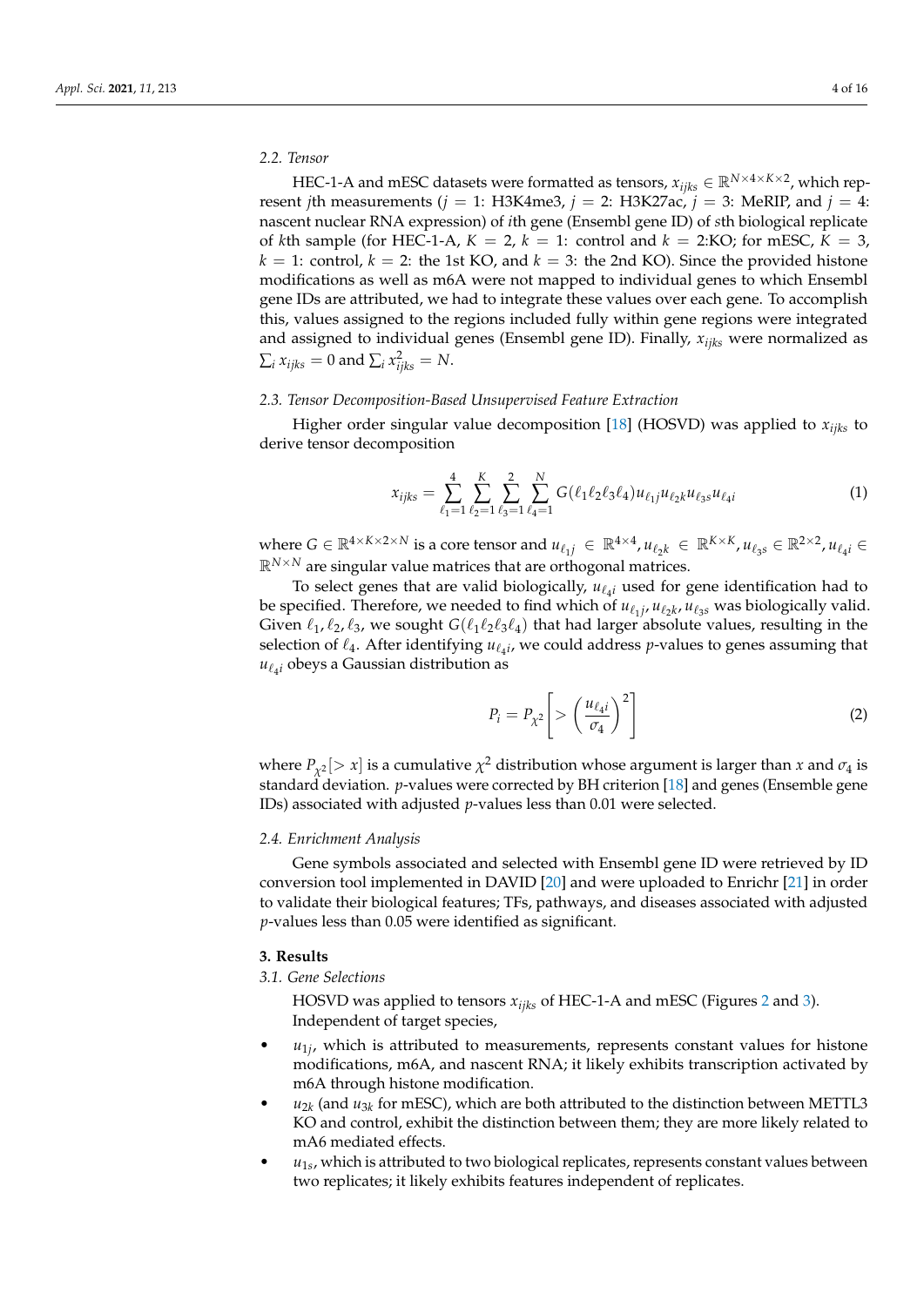### 2.2. Tensor

HEC-1-A and mESC datasets were formatted as tensors, $x_{ijks} \in \mathbb{R}^{N \times 4 \times K \times 2}$, which represent $j$th measurements ($j = 1$: H3K4me3, $j = 2$: H3K27ac, $j = 3$: MeRIP, and $j = 4$: nascent nuclear RNA expression) of $i$th gene (Ensembl gene ID) of $s$th biological replicate of $k$th sample (for HEC-1-A, $K = 2$, $k = 1$: control and $k = 2$:KO; for mESC, $K = 3$, $k = 1$: control, $k = 2$: the 1st KO, and $k = 3$: the 2nd KO). Since the provided histone modifications as well as m6A were not mapped to individual genes to which Ensembl gene IDs are attributed, we had to integrate these values over each gene. To accomplish this, values assigned to the regions included fully within gene regions were integrated and assigned to individual genes (Ensembl gene ID). Finally, $x_{ijks}$ were normalized as $\sum_i x_{ijks} = 0$ and $\sum_i x_{ijks}^2 = N$.

### 2.3. Tensor Decomposition-Based Unsupervised Feature Extraction

Higher order singular value decomposition [18] (HOSVD) was applied to $x_{ijks}$ to derive tensor decomposition

$$x_{ijks} = \sum_{\ell_1=1}^{4} \sum_{\ell_2=1}^{K} \sum_{\ell_3=1}^{2} \sum_{\ell_4=1}^{N} G(\ell_1 \ell_2 \ell_3 \ell_4) u_{\ell_1 j} u_{\ell_2 k} u_{\ell_3 s} u_{\ell_4 i} \tag{1}$$

where $G \in \mathbb{R}^{4 \times K \times 2 \times N}$ is a core tensor and $u_{\ell_1 j} \in \mathbb{R}^{4 \times 4}, u_{\ell_2 k} \in \mathbb{R}^{K \times K}, u_{\ell_3 s} \in \mathbb{R}^{2 \times 2}, u_{\ell_4 i} \in \mathbb{R}^{N \times N}$ are singular value matrices that are orthogonal matrices.

To select genes that are valid biologically, $u_{\ell_4 i}$ used for gene identification had to be specified. Therefore, we needed to find which of $u_{\ell_1 j}, u_{\ell_2 k}, u_{\ell_3 s}$ was biologically valid. Given $\ell_1, \ell_2, \ell_3$, we sought $G(\ell_1 \ell_2 \ell_3 \ell_4)$ that had larger absolute values, resulting in the selection of $\ell_4$. After identifying $u_{\ell_4 i}$, we could address $p$-values to genes assuming that $u_{\ell_4 i}$ obeys a Gaussian distribution as

$$P_i = P_{\chi^2}\left[ > \left( \frac{u_{\ell_4 i}}{\sigma_4} \right)^2 \right] \tag{2}$$

where $P_{\chi^2}[> x]$ is a cumulative $\chi^2$ distribution whose argument is larger than $x$ and $\sigma_4$ is standard deviation. $p$-values were corrected by BH criterion [18] and genes (Ensemble gene IDs) associated with adjusted $p$-values less than 0.01 were selected.

### 2.4. Enrichment Analysis

Gene symbols associated and selected with Ensembl gene ID were retrieved by ID conversion tool implemented in DAVID [20] and were uploaded to Enrichr [21] in order to validate their biological features; TFs, pathways, and diseases associated with adjusted $p$-values less than 0.05 were identified as significant.

## 3. Results

### 3.1. Gene Selections

HOSVD was applied to tensors $x_{ijks}$ of HEC-1-A and mESC (Figures 2 and 3). Independent of target species,

- $u_{1j}$, which is attributed to measurements, represents constant values for histone modifications, m6A, and nascent RNA; it likely exhibits transcription activated by m6A through histone modification.
- $u_{2k}$ (and $u_{3k}$ for mESC), which are both attributed to the distinction between METTL3 KO and control, exhibit the distinction between them; they are more likely related to mA6 mediated effects.
- $u_{1s}$, which is attributed to two biological replicates, represents constant values between two replicates; it likely exhibits features independent of replicates.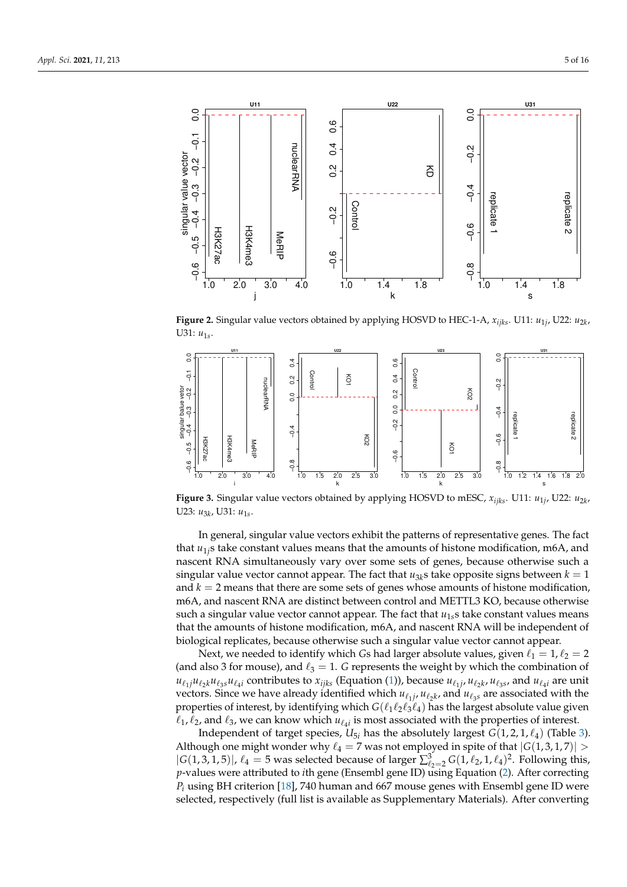**Figure 2.** Singular value vectors obtained by applying HOSVD to HEC-1-A, $x_{ijks}$. U11: $u_{1j}$, U22: $u_{2k}$, U31: $u_{1s}$.

**Figure 3.** Singular value vectors obtained by applying HOSVD to mESC, $x_{ijks}$. U11: $u_{1j}$, U22: $u_{2k}$, U23: $u_{3k}$, U31: $u_{1s}$.

In general, singular value vectors exhibit the patterns of representative genes. The fact that $u_{1j}$s take constant values means that the amounts of histone modification, m6A, and nascent RNA simultaneously vary over some sets of genes, because otherwise such a singular value vector cannot appear. The fact that $u_{3k}$s take opposite signs between $k = 1$ and $k = 2$ means that there are some sets of genes whose amounts of histone modification, m6A, and nascent RNA are distinct between control and METTL3 KO, because otherwise such a singular value vector cannot appear. The fact that $u_{1s}$s take constant values means that the amounts of histone modification, m6A, and nascent RNA will be independent of biological replicates, because otherwise such a singular value vector cannot appear.

Next, we needed to identify which $G$s had larger absolute values, given $\ell_1 = 1, \ell_2 = 2$ (and also 3 for mouse), and $\ell_3 = 1$. $G$ represents the weight by which the combination of $u_{\ell_1 j} u_{\ell_2 k} u_{\ell_3 s} u_{\ell_4 i}$ contributes to $x_{ijks}$ (Equation (1)), because $u_{\ell_1 j}, u_{\ell_2 k}, u_{\ell_3 s}$, and $u_{\ell_4 i}$ are unit vectors. Since we have already identified which $u_{\ell_1 j}, u_{\ell_2 k}$, and $u_{\ell_3 s}$ are associated with the properties of interest, by identifying which $G(\ell_1 \ell_2 \ell_3 \ell_4)$ has the largest absolute value given $\ell_1, \ell_2$, and $\ell_3$, we can know which $u_{\ell_4 i}$ is most associated with the properties of interest.

Independent of target species, $U_{5i}$ has the absolutely largest $G(1,2,1,\ell_4)$ (Table 3). Although one might wonder why $\ell_4 = 7$ was not employed in spite of that $|G(1,3,1,7)| > |G(1,3,1,5)|$, $\ell_4 = 5$ was selected because of larger $\sum_{\ell_2=2}^{3} G(1,\ell_2,1,\ell_4)^2$. Following this, $p$-values were attributed to $i$th gene (Ensembl gene ID) using Equation (2). After correcting $P_i$ using BH criterion [18], 740 human and 667 mouse genes with Ensembl gene ID were selected, respectively (full list is available as Supplementary Materials). After converting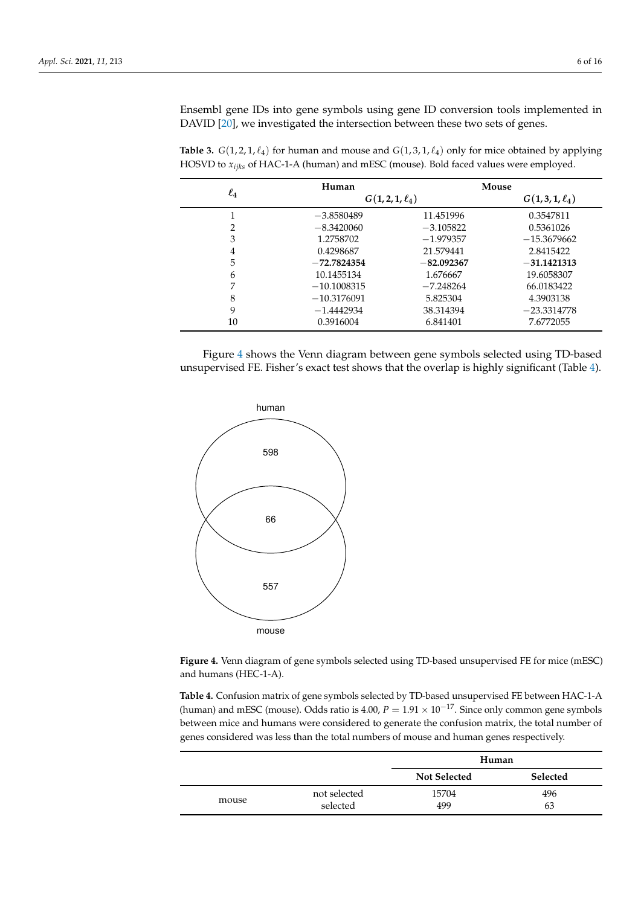Ensembl gene IDs into gene symbols using gene ID conversion tools implemented in DAVID [20], we investigated the intersection between these two sets of genes.

**Table 3.** $G(1,2,1,\ell_4)$ for human and mouse and $G(1,3,1,\ell_4)$ only for mice obtained by applying HOSVD to $x_{ijks}$ of HAC-1-A (human) and mESC (mouse). Bold faced values were employed.

| $\ell_4$ | Human | Mouse | |
|---|---|---|---|
| | $G(1,2,1,\ell_4)$ | | $G(1,3,1,\ell_4)$ |
| 1 | −3.8580489 | 11.451996 | 0.3547811 |
| 2 | −8.3420060 | −3.105822 | 0.5361026 |
| 3 | 1.2758702 | −1.979357 | −15.3679662 |
| 4 | 0.4298687 | 21.579441 | 2.8415422 |
| 5 | **−72.7824354** | **−82.092367** | **−31.1421313** |
| 6 | 10.1455134 | 1.676667 | 19.6058307 |
| 7 | −10.1008315 | −7.248264 | 66.0183422 |
| 8 | −10.3176091 | 5.825304 | 4.3903138 |
| 9 | −1.4442934 | 38.314394 | −23.3314778 |
| 10 | 0.3916004 | 6.841401 | 7.6772055 |

Figure 4 shows the Venn diagram between gene symbols selected using TD-based unsupervised FE. Fisher's exact test shows that the overlap is highly significant (Table 4).

**Figure 4.** Venn diagram of gene symbols selected using TD-based unsupervised FE for mice (mESC) and humans (HEC-1-A).

**Table 4.** Confusion matrix of gene symbols selected by TD-based unsupervised FE between HAC-1-A (human) and mESC (mouse). Odds ratio is 4.00, $P = 1.91 \times 10^{-17}$. Since only common gene symbols between mice and humans were considered to generate the confusion matrix, the total number of genes considered was less than the total numbers of mouse and human genes respectively.

| | | Human | |
|---|---|---|---|
| | | **Not Selected** | **Selected** |
| mouse | not selected | 15704 | 496 |
| | selected | 499 | 63 |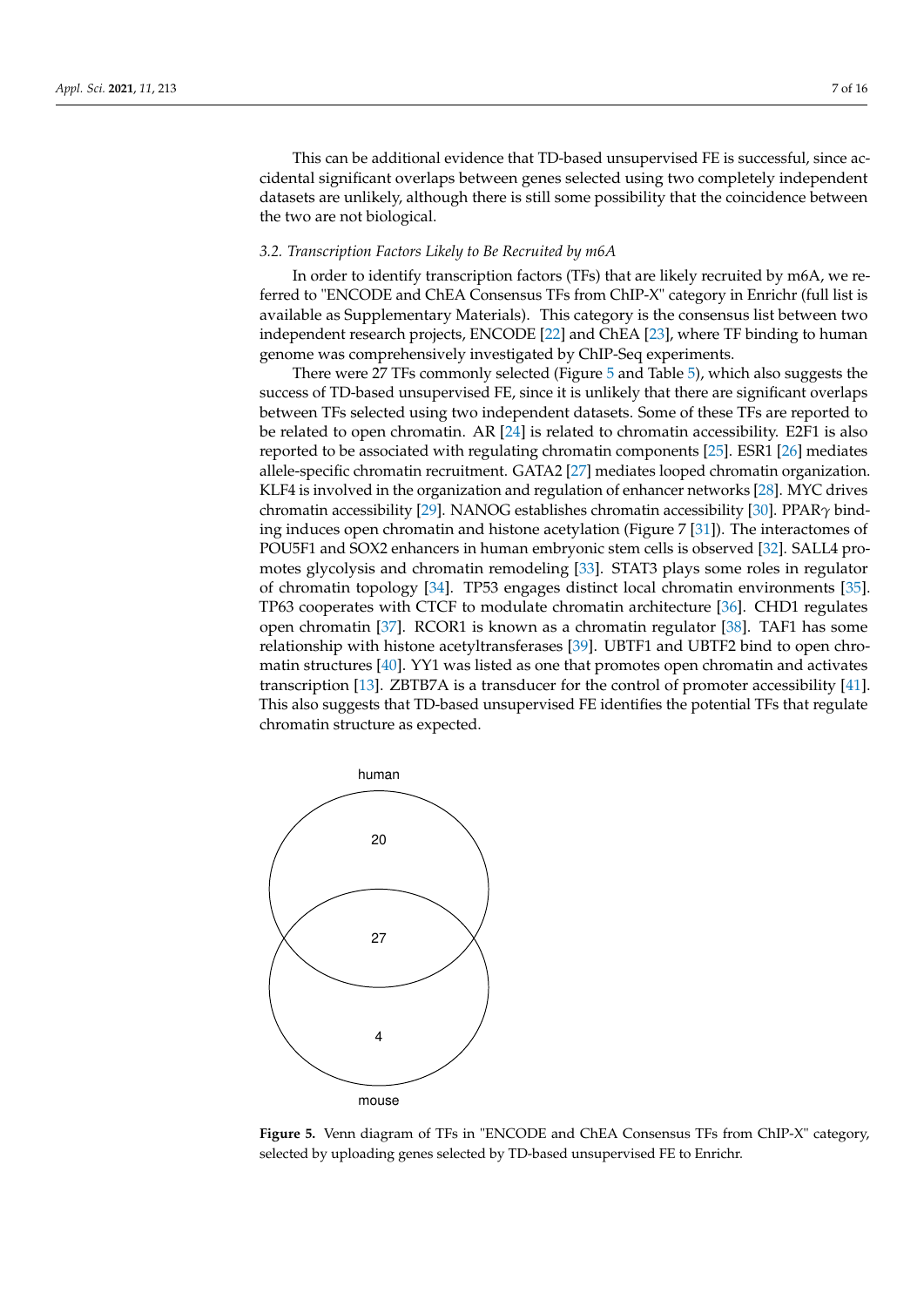This can be additional evidence that TD-based unsupervised FE is successful, since accidental significant overlaps between genes selected using two completely independent datasets are unlikely, although there is still some possibility that the coincidence between the two are not biological.

### *3.2. Transcription Factors Likely to Be Recruited by m6A*

In order to identify transcription factors (TFs) that are likely recruited by m6A, we referred to "ENCODE and ChEA Consensus TFs from ChIP-X" category in Enrichr (full list is available as Supplementary Materials). This category is the consensus list between two independent research projects, ENCODE [22] and ChEA [23], where TF binding to human genome was comprehensively investigated by ChIP-Seq experiments.

There were 27 TFs commonly selected (Figure 5 and Table 5), which also suggests the success of TD-based unsupervised FE, since it is unlikely that there are significant overlaps between TFs selected using two independent datasets. Some of these TFs are reported to be related to open chromatin. AR [24] is related to chromatin accessibility. E2F1 is also reported to be associated with regulating chromatin components [25]. ESR1 [26] mediates allele-specific chromatin recruitment. GATA2 [27] mediates looped chromatin organization. KLF4 is involved in the organization and regulation of enhancer networks [28]. MYC drives chromatin accessibility [29]. NANOG establishes chromatin accessibility [30]. PPAR$\gamma$ binding induces open chromatin and histone acetylation (Figure 7 [31]). The interactomes of POU5F1 and SOX2 enhancers in human embryonic stem cells is observed [32]. SALL4 promotes glycolysis and chromatin remodeling [33]. STAT3 plays some roles in regulator of chromatin topology [34]. TP53 engages distinct local chromatin environments [35]. TP63 cooperates with CTCF to modulate chromatin architecture [36]. CHD1 regulates open chromatin [37]. RCOR1 is known as a chromatin regulator [38]. TAF1 has some relationship with histone acetyltransferases [39]. UBTF1 and UBTF2 bind to open chromatin structures [40]. YY1 was listed as one that promotes open chromatin and activates transcription [13]. ZBTB7A is a transducer for the control of promoter accessibility [41]. This also suggests that TD-based unsupervised FE identifies the potential TFs that regulate chromatin structure as expected.

**Figure 5.** Venn diagram of TFs in "ENCODE and ChEA Consensus TFs from ChIP-X" category, selected by uploading genes selected by TD-based unsupervised FE to Enrichr.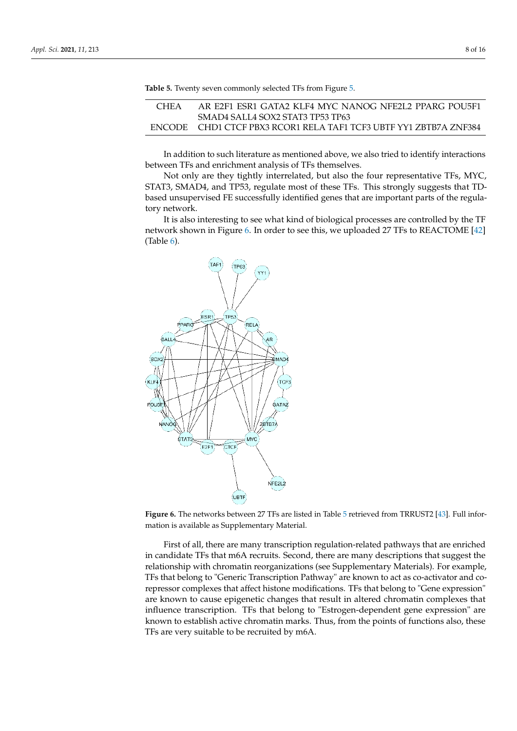**Table 5.** Twenty seven commonly selected TFs from Figure 5.

| | |
|---|---|
| CHEA | AR E2F1 ESR1 GATA2 KLF4 MYC NANOG NFE2L2 PPARG POU5F1 SMAD4 SALL4 SOX2 STAT3 TP53 TP63 |
| ENCODE | CHD1 CTCF PBX3 RCOR1 RELA TAF1 TCF3 UBTF YY1 ZBTB7A ZNF384 |

In addition to such literature as mentioned above, we also tried to identify interactions between TFs and enrichment analysis of TFs themselves.

Not only are they tightly interrelated, but also the four representative TFs, MYC, STAT3, SMAD4, and TP53, regulate most of these TFs. This strongly suggests that TD-based unsupervised FE successfully identified genes that are important parts of the regulatory network.

It is also interesting to see what kind of biological processes are controlled by the TF network shown in Figure 6. In order to see this, we uploaded 27 TFs to REACTOME [42] (Table 6).

**Figure 6.** The networks between 27 TFs are listed in Table 5 retrieved from TRRUST2 [43]. Full information is available as Supplementary Material.

First of all, there are many transcription regulation-related pathways that are enriched in candidate TFs that m6A recruits. Second, there are many descriptions that suggest the relationship with chromatin reorganizations (see Supplementary Materials). For example, TFs that belong to "Generic Transcription Pathway" are known to act as co-activator and co-repressor complexes that affect histone modifications. TFs that belong to "Gene expression" are known to cause epigenetic changes that result in altered chromatin complexes that influence transcription. TFs that belong to "Estrogen-dependent gene expression" are known to establish active chromatin marks. Thus, from the points of functions also, these TFs are very suitable to be recruited by m6A.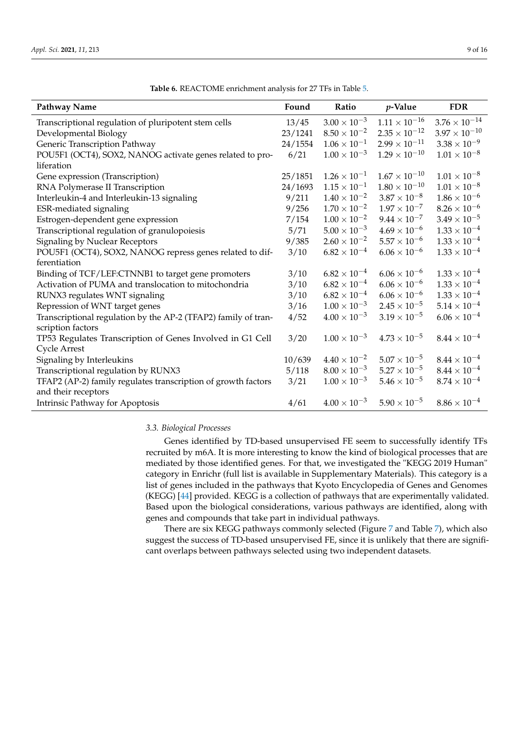**Table 6.** REACTOME enrichment analysis for 27 TFs in Table 5.

| Pathway Name | Found | Ratio | $p$-Value | FDR |
|---|---|---|---|---|
| Transcriptional regulation of pluripotent stem cells | 13/45 | $3.00 \times 10^{-3}$ | $1.11 \times 10^{-16}$ | $3.76 \times 10^{-14}$ |
| Developmental Biology | 23/1241 | $8.50 \times 10^{-2}$ | $2.35 \times 10^{-12}$ | $3.97 \times 10^{-10}$ |
| Generic Transcription Pathway | 24/1554 | $1.06 \times 10^{-1}$ | $2.99 \times 10^{-11}$ | $3.38 \times 10^{-9}$ |
| POU5F1 (OCT4), SOX2, NANOG activate genes related to proliferation | 6/21 | $1.00 \times 10^{-3}$ | $1.29 \times 10^{-10}$ | $1.01 \times 10^{-8}$ |
| Gene expression (Transcription) | 25/1851 | $1.26 \times 10^{-1}$ | $1.67 \times 10^{-10}$ | $1.01 \times 10^{-8}$ |
| RNA Polymerase II Transcription | 24/1693 | $1.15 \times 10^{-1}$ | $1.80 \times 10^{-10}$ | $1.01 \times 10^{-8}$ |
| Interleukin-4 and Interleukin-13 signaling | 9/211 | $1.40 \times 10^{-2}$ | $3.87 \times 10^{-8}$ | $1.86 \times 10^{-6}$ |
| ESR-mediated signaling | 9/256 | $1.70 \times 10^{-2}$ | $1.97 \times 10^{-7}$ | $8.26 \times 10^{-6}$ |
| Estrogen-dependent gene expression | 7/154 | $1.00 \times 10^{-2}$ | $9.44 \times 10^{-7}$ | $3.49 \times 10^{-5}$ |
| Transcriptional regulation of granulopoiesis | 5/71 | $5.00 \times 10^{-3}$ | $4.69 \times 10^{-6}$ | $1.33 \times 10^{-4}$ |
| Signaling by Nuclear Receptors | 9/385 | $2.60 \times 10^{-2}$ | $5.57 \times 10^{-6}$ | $1.33 \times 10^{-4}$ |
| POU5F1 (OCT4), SOX2, NANOG repress genes related to differentiation | 3/10 | $6.82 \times 10^{-4}$ | $6.06 \times 10^{-6}$ | $1.33 \times 10^{-4}$ |
| Binding of TCF/LEF:CTNNB1 to target gene promoters | 3/10 | $6.82 \times 10^{-4}$ | $6.06 \times 10^{-6}$ | $1.33 \times 10^{-4}$ |
| Activation of PUMA and translocation to mitochondria | 3/10 | $6.82 \times 10^{-4}$ | $6.06 \times 10^{-6}$ | $1.33 \times 10^{-4}$ |
| RUNX3 regulates WNT signaling | 3/10 | $6.82 \times 10^{-4}$ | $6.06 \times 10^{-6}$ | $1.33 \times 10^{-4}$ |
| Repression of WNT target genes | 3/16 | $1.00 \times 10^{-3}$ | $2.45 \times 10^{-5}$ | $5.14 \times 10^{-4}$ |
| Transcriptional regulation by the AP-2 (TFAP2) family of transcription factors | 4/52 | $4.00 \times 10^{-3}$ | $3.19 \times 10^{-5}$ | $6.06 \times 10^{-4}$ |
| TP53 Regulates Transcription of Genes Involved in G1 Cell Cycle Arrest | 3/20 | $1.00 \times 10^{-3}$ | $4.73 \times 10^{-5}$ | $8.44 \times 10^{-4}$ |
| Signaling by Interleukins | 10/639 | $4.40 \times 10^{-2}$ | $5.07 \times 10^{-5}$ | $8.44 \times 10^{-4}$ |
| Transcriptional regulation by RUNX3 | 5/118 | $8.00 \times 10^{-3}$ | $5.27 \times 10^{-5}$ | $8.44 \times 10^{-4}$ |
| TFAP2 (AP-2) family regulates transcription of growth factors and their receptors | 3/21 | $1.00 \times 10^{-3}$ | $5.46 \times 10^{-5}$ | $8.74 \times 10^{-4}$ |
| Intrinsic Pathway for Apoptosis | 4/61 | $4.00 \times 10^{-3}$ | $5.90 \times 10^{-5}$ | $8.86 \times 10^{-4}$ |

### *3.3. Biological Processes*

Genes identified by TD-based unsupervised FE seem to successfully identify TFs recruited by m6A. It is more interesting to know the kind of biological processes that are mediated by those identified genes. For that, we investigated the "KEGG 2019 Human" category in Enrichr (full list is available in Supplementary Materials). This category is a list of genes included in the pathways that Kyoto Encyclopedia of Genes and Genomes (KEGG) [44] provided. KEGG is a collection of pathways that are experimentally validated. Based upon the biological considerations, various pathways are identified, along with genes and compounds that take part in individual pathways.

There are six KEGG pathways commonly selected (Figure 7 and Table 7), which also suggest the success of TD-based unsupervised FE, since it is unlikely that there are significant overlaps between pathways selected using two independent datasets.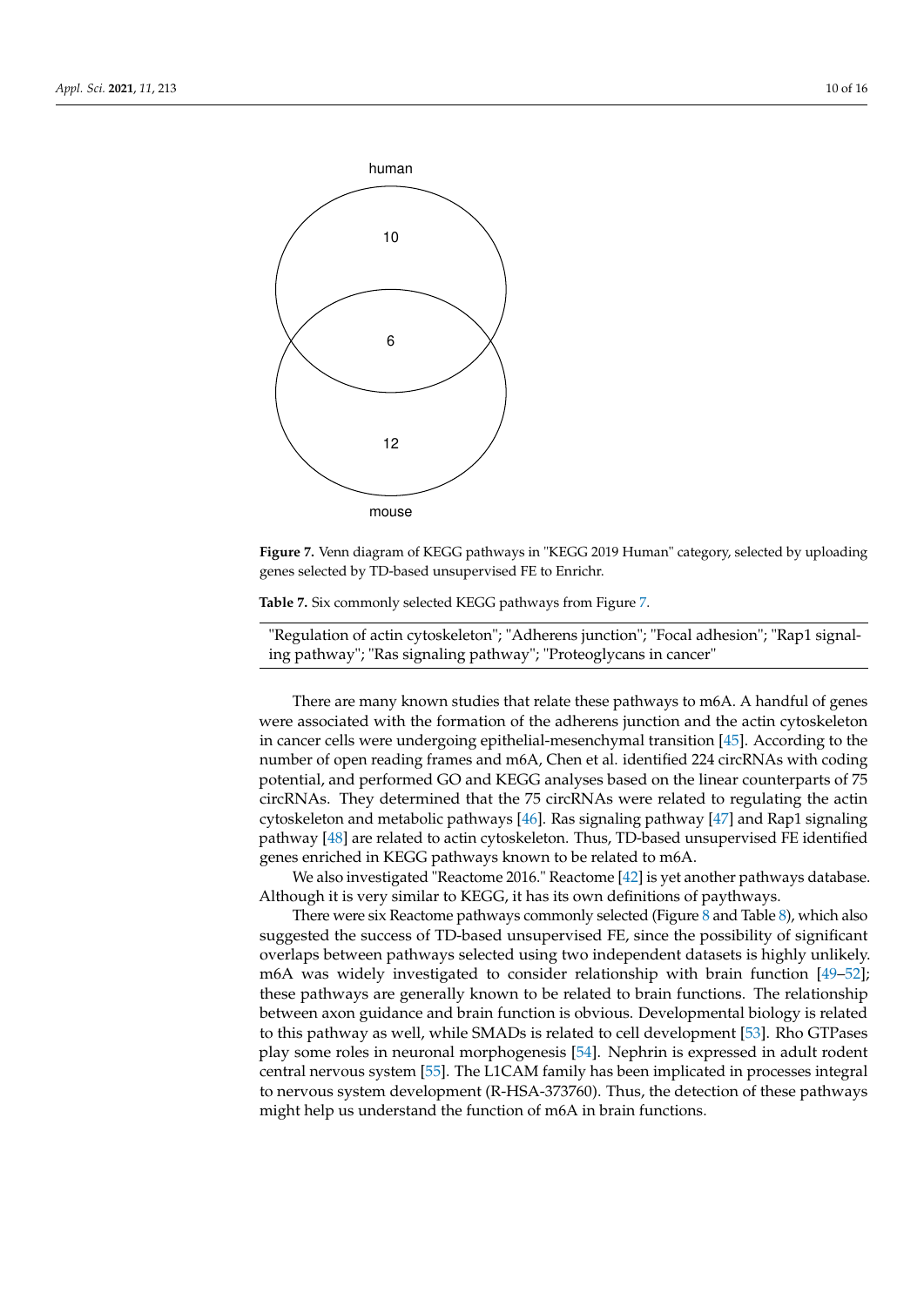human

10

6

12

mouse

**Figure 7.** Venn diagram of KEGG pathways in "KEGG 2019 Human" category, selected by uploading genes selected by TD-based unsupervised FE to Enrichr.

**Table 7.** Six commonly selected KEGG pathways from Figure 7.

| "Regulation of actin cytoskeleton"; "Adherens junction"; "Focal adhesion"; "Rap1 signaling pathway"; "Ras signaling pathway"; "Proteoglycans in cancer" |
|---|

There are many known studies that relate these pathways to m6A. A handful of genes were associated with the formation of the adherens junction and the actin cytoskeleton in cancer cells were undergoing epithelial-mesenchymal transition [45]. According to the number of open reading frames and m6A, Chen et al. identified 224 circRNAs with coding potential, and performed GO and KEGG analyses based on the linear counterparts of 75 circRNAs. They determined that the 75 circRNAs were related to regulating the actin cytoskeleton and metabolic pathways [46]. Ras signaling pathway [47] and Rap1 signaling pathway [48] are related to actin cytoskeleton. Thus, TD-based unsupervised FE identified genes enriched in KEGG pathways known to be related to m6A.

We also investigated "Reactome 2016." Reactome [42] is yet another pathways database. Although it is very similar to KEGG, it has its own definitions of paythways.

There were six Reactome pathways commonly selected (Figure 8 and Table 8), which also suggested the success of TD-based unsupervised FE, since the possibility of significant overlaps between pathways selected using two independent datasets is highly unlikely. m6A was widely investigated to consider relationship with brain function [49–52]; these pathways are generally known to be related to brain functions. The relationship between axon guidance and brain function is obvious. Developmental biology is related to this pathway as well, while SMADs is related to cell development [53]. Rho GTPases play some roles in neuronal morphogenesis [54]. Nephrin is expressed in adult rodent central nervous system [55]. The L1CAM family has been implicated in processes integral to nervous system development (R-HSA-373760). Thus, the detection of these pathways might help us understand the function of m6A in brain functions.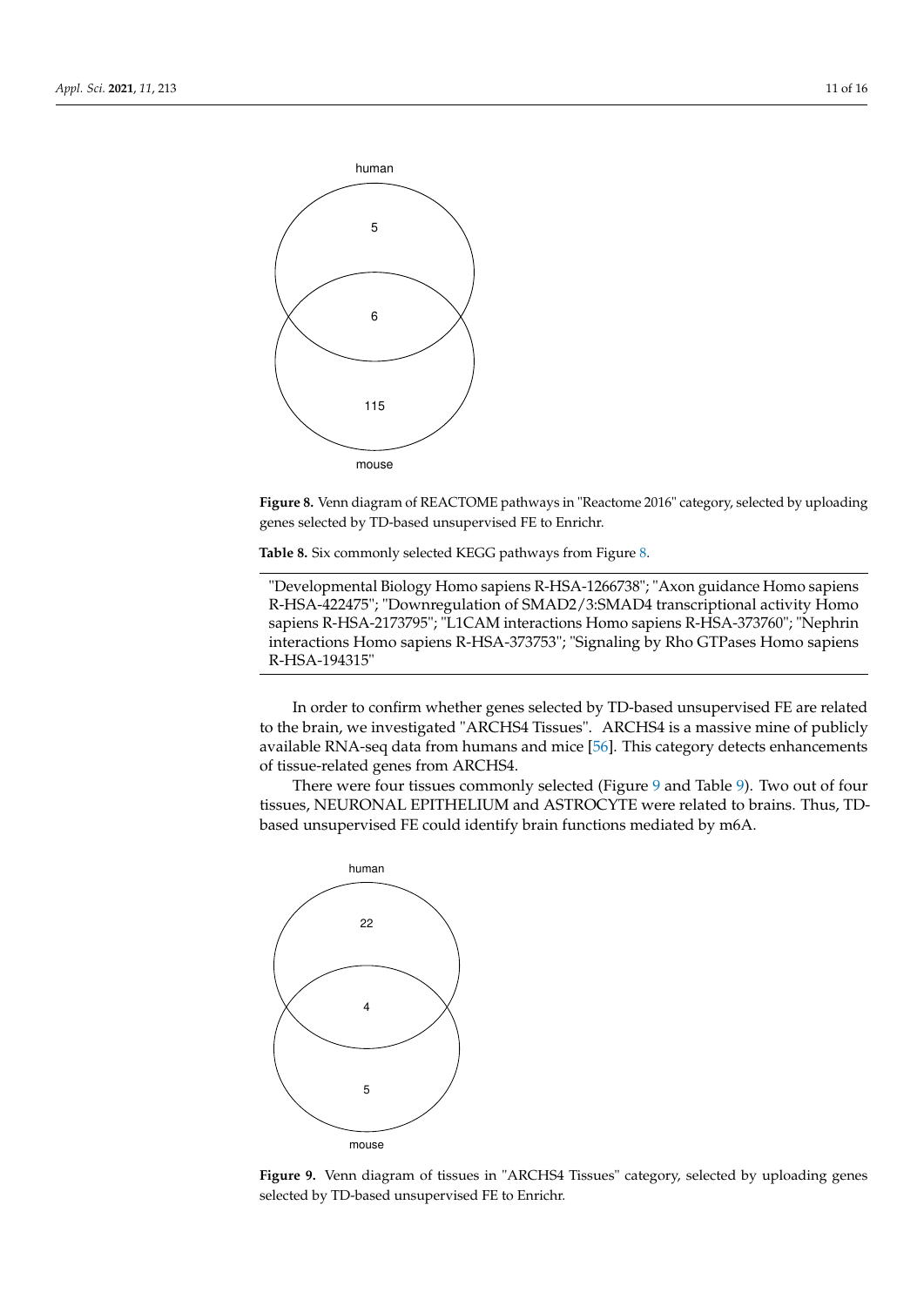human

5

6

115

mouse

**Figure 8.** Venn diagram of REACTOME pathways in "Reactome 2016" category, selected by uploading genes selected by TD-based unsupervised FE to Enrichr.

**Table 8.** Six commonly selected KEGG pathways from Figure 8.

|   |
|---|
| "Developmental Biology Homo sapiens R-HSA-1266738"; "Axon guidance Homo sapiens R-HSA-422475"; "Downregulation of SMAD2/3:SMAD4 transcriptional activity Homo sapiens R-HSA-2173795"; "L1CAM interactions Homo sapiens R-HSA-373760"; "Nephrin interactions Homo sapiens R-HSA-373753"; "Signaling by Rho GTPases Homo sapiens R-HSA-194315" |

In order to confirm whether genes selected by TD-based unsupervised FE are related to the brain, we investigated "ARCHS4 Tissues". ARCHS4 is a massive mine of publicly available RNA-seq data from humans and mice [56]. This category detects enhancements of tissue-related genes from ARCHS4.

There were four tissues commonly selected (Figure 9 and Table 9). Two out of four tissues, NEURONAL EPITHELIUM and ASTROCYTE were related to brains. Thus, TD-based unsupervised FE could identify brain functions mediated by m6A.

human

22

4

5

mouse

**Figure 9.** Venn diagram of tissues in "ARCHS4 Tissues" category, selected by uploading genes selected by TD-based unsupervised FE to Enrichr.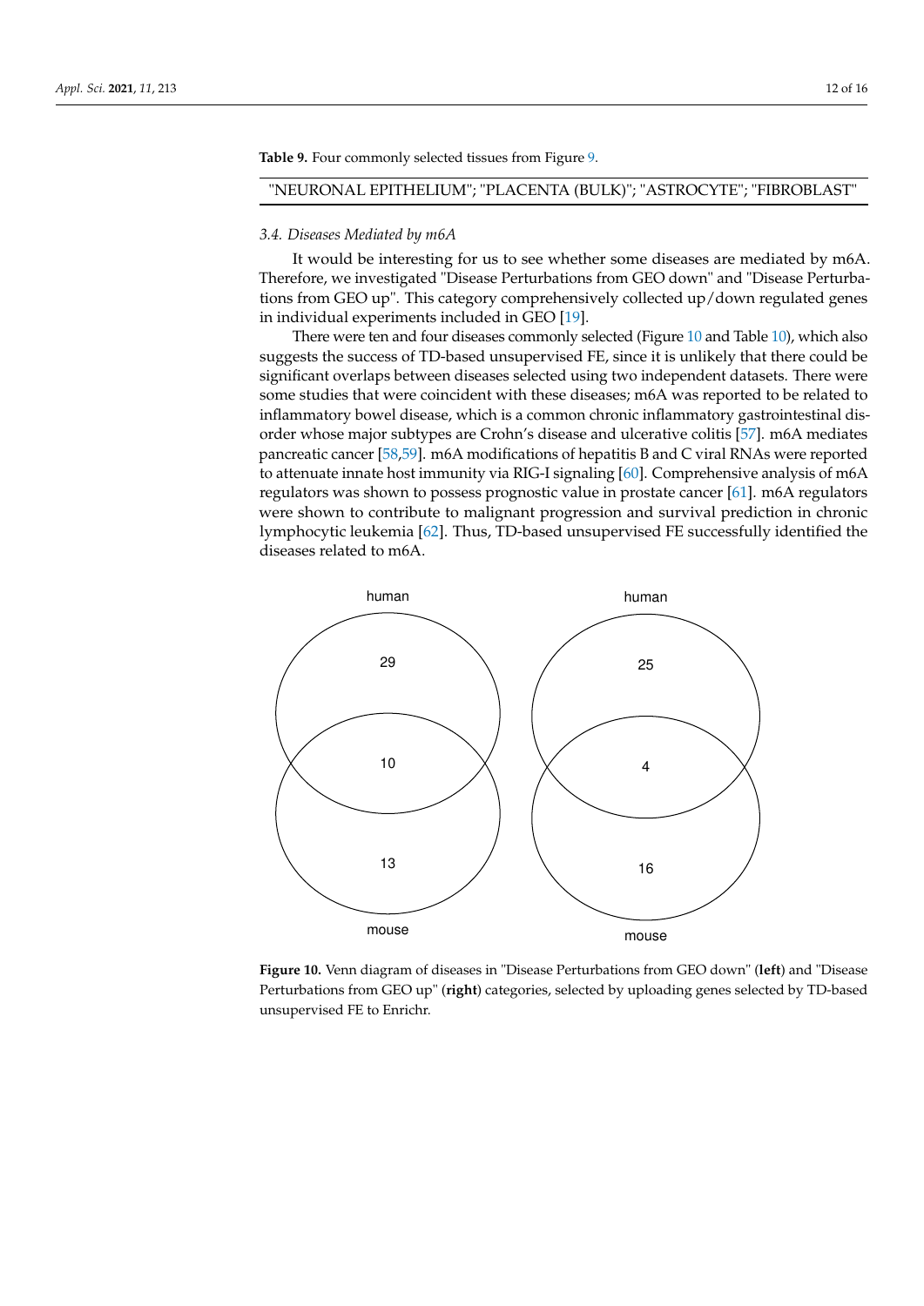**Table 9.** Four commonly selected tissues from Figure 9.

| "NEURONAL EPITHELIUM"; "PLACENTA (BULK)"; "ASTROCYTE"; "FIBROBLAST" |
| --- |

### 3.4. Diseases Mediated by m6A

It would be interesting for us to see whether some diseases are mediated by m6A. Therefore, we investigated "Disease Perturbations from GEO down" and "Disease Perturbations from GEO up". This category comprehensively collected up/down regulated genes in individual experiments included in GEO [19].

There were ten and four diseases commonly selected (Figure 10 and Table 10), which also suggests the success of TD-based unsupervised FE, since it is unlikely that there could be significant overlaps between diseases selected using two independent datasets. There were some studies that were coincident with these diseases; m6A was reported to be related to inflammatory bowel disease, which is a common chronic inflammatory gastrointestinal disorder whose major subtypes are Crohn's disease and ulcerative colitis [57]. m6A mediates pancreatic cancer [58,59]. m6A modifications of hepatitis B and C viral RNAs were reported to attenuate innate host immunity via RIG-I signaling [60]. Comprehensive analysis of m6A regulators was shown to possess prognostic value in prostate cancer [61]. m6A regulators were shown to contribute to malignant progression and survival prediction in chronic lymphocytic leukemia [62]. Thus, TD-based unsupervised FE successfully identified the diseases related to m6A.

**Figure 10.** Venn diagram of diseases in "Disease Perturbations from GEO down" (**left**) and "Disease Perturbations from GEO up" (**right**) categories, selected by uploading genes selected by TD-based unsupervised FE to Enrichr.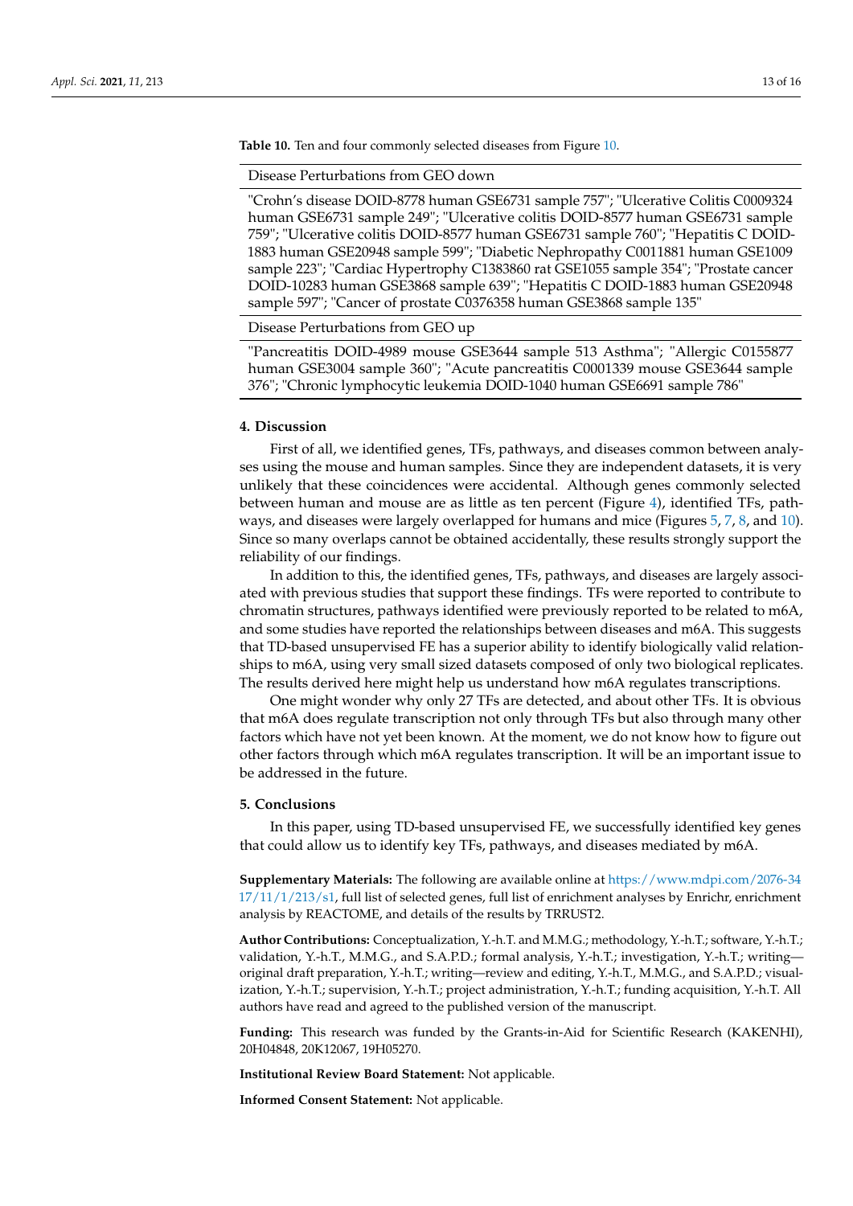**Table 10.** Ten and four commonly selected diseases from Figure 10.

| Disease Perturbations from GEO down |
| --- |
| "Crohn's disease DOID-8778 human GSE6731 sample 757"; "Ulcerative Colitis C0009324 human GSE6731 sample 249"; "Ulcerative colitis DOID-8577 human GSE6731 sample 759"; "Ulcerative colitis DOID-8577 human GSE6731 sample 760"; "Hepatitis C DOID-1883 human GSE20948 sample 599"; "Diabetic Nephropathy C0011881 human GSE1009 sample 223"; "Cardiac Hypertrophy C1383860 rat GSE1055 sample 354"; "Prostate cancer DOID-10283 human GSE3868 sample 639"; "Hepatitis C DOID-1883 human GSE20948 sample 597"; "Cancer of prostate C0376358 human GSE3868 sample 135" |
| **Disease Perturbations from GEO up** |
| "Pancreatitis DOID-4989 mouse GSE3644 sample 513 Asthma"; "Allergic C0155877 human GSE3004 sample 360"; "Acute pancreatitis C0001339 mouse GSE3644 sample 376"; "Chronic lymphocytic leukemia DOID-1040 human GSE6691 sample 786" |

## 4. Discussion

First of all, we identified genes, TFs, pathways, and diseases common between analyses using the mouse and human samples. Since they are independent datasets, it is very unlikely that these coincidences were accidental. Although genes commonly selected between human and mouse are as little as ten percent (Figure 4), identified TFs, pathways, and diseases were largely overlapped for humans and mice (Figures 5, 7, 8, and 10). Since so many overlaps cannot be obtained accidentally, these results strongly support the reliability of our findings.

In addition to this, the identified genes, TFs, pathways, and diseases are largely associated with previous studies that support these findings. TFs were reported to contribute to chromatin structures, pathways identified were previously reported to be related to m6A, and some studies have reported the relationships between diseases and m6A. This suggests that TD-based unsupervised FE has a superior ability to identify biologically valid relationships to m6A, using very small sized datasets composed of only two biological replicates. The results derived here might help us understand how m6A regulates transcriptions.

One might wonder why only 27 TFs are detected, and about other TFs. It is obvious that m6A does regulate transcription not only through TFs but also through many other factors which have not yet been known. At the moment, we do not know how to figure out other factors through which m6A regulates transcription. It will be an important issue to be addressed in the future.

## 5. Conclusions

In this paper, using TD-based unsupervised FE, we successfully identified key genes that could allow us to identify key TFs, pathways, and diseases mediated by m6A.

**Supplementary Materials:** The following are available online at https://www.mdpi.com/2076-3417/11/1/213/s1, full list of selected genes, full list of enrichment analyses by Enrichr, enrichment analysis by REACTOME, and details of the results by TRRUST2.

**Author Contributions:** Conceptualization, Y.-h.T. and M.M.G.; methodology, Y.-h.T.; software, Y.-h.T.; validation, Y.-h.T., M.M.G., and S.A.P.D.; formal analysis, Y.-h.T.; investigation, Y.-h.T.; writing—original draft preparation, Y.-h.T.; writing—review and editing, Y.-h.T., M.M.G., and S.A.P.D.; visualization, Y.-h.T.; supervision, Y.-h.T.; project administration, Y.-h.T.; funding acquisition, Y.-h.T. All authors have read and agreed to the published version of the manuscript.

**Funding:** This research was funded by the Grants-in-Aid for Scientific Research (KAKENHI), 20H04848, 20K12067, 19H05270.

**Institutional Review Board Statement:** Not applicable.

**Informed Consent Statement:** Not applicable.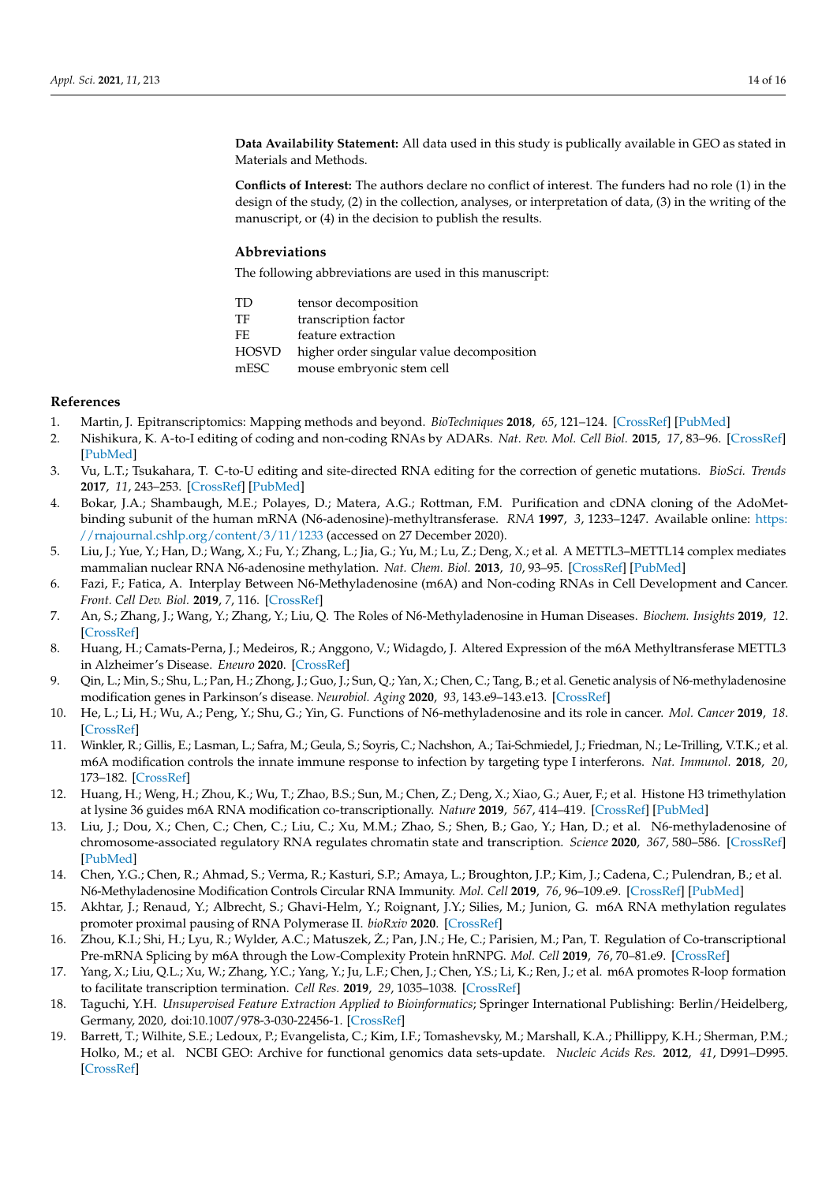**Data Availability Statement:** All data used in this study is publically available in GEO as stated in Materials and Methods.

**Conflicts of Interest:** The authors declare no conflict of interest. The funders had no role (1) in the design of the study, (2) in the collection, analyses, or interpretation of data, (3) in the writing of the manuscript, or (4) in the decision to publish the results.

## Abbreviations

The following abbreviations are used in this manuscript:

| | |
|---|---|
| TD | tensor decomposition |
| TF | transcription factor |
| FE | feature extraction |
| HOSVD | higher order singular value decomposition |
| mESC | mouse embryonic stem cell |

## References

1. Martin, J. Epitranscriptomics: Mapping methods and beyond. *BioTechniques* **2018**, *65*, 121–124. [CrossRef] [PubMed]
2. Nishikura, K. A-to-I editing of coding and non-coding RNAs by ADARs. *Nat. Rev. Mol. Cell Biol.* **2015**, *17*, 83–96. [CrossRef] [PubMed]
3. Vu, L.T.; Tsukahara, T. C-to-U editing and site-directed RNA editing for the correction of genetic mutations. *BioSci. Trends* **2017**, *11*, 243–253. [CrossRef] [PubMed]
4. Bokar, J.A.; Shambaugh, M.E.; Polayes, D.; Matera, A.G.; Rottman, F.M. Purification and cDNA cloning of the AdoMet-binding subunit of the human mRNA (N6-adenosine)-methyltransferase. *RNA* **1997**, *3*, 1233–1247. Available online: https://rnajournal.cshlp.org/content/3/11/1233 (accessed on 27 December 2020).
5. Liu, J.; Yue, Y.; Han, D.; Wang, X.; Fu, Y.; Zhang, L.; Jia, G.; Yu, M.; Lu, Z.; Deng, X.; et al. A METTL3–METTL14 complex mediates mammalian nuclear RNA N6-adenosine methylation. *Nat. Chem. Biol.* **2013**, *10*, 93–95. [CrossRef] [PubMed]
6. Fazi, F.; Fatica, A. Interplay Between N6-Methyladenosine (m6A) and Non-coding RNAs in Cell Development and Cancer. *Front. Cell Dev. Biol.* **2019**, *7*, 116. [CrossRef]
7. An, S.; Zhang, J.; Wang, Y.; Zhang, Y.; Liu, Q. The Roles of N6-Methyladenosine in Human Diseases. *Biochem. Insights* **2019**, *12*. [CrossRef]
8. Huang, H.; Camats-Perna, J.; Medeiros, R.; Anggono, V.; Widagdo, J. Altered Expression of the m6A Methyltransferase METTL3 in Alzheimer's Disease. *Eneuro* **2020**. [CrossRef]
9. Qin, L.; Min, S.; Shu, L.; Pan, H.; Zhong, J.; Guo, J.; Sun, Q.; Yan, X.; Chen, C.; Tang, B.; et al. Genetic analysis of N6-methyladenosine modification genes in Parkinson's disease. *Neurobiol. Aging* **2020**, *93*, 143.e9–143.e13. [CrossRef]
10. He, L.; Li, H.; Wu, A.; Peng, Y.; Shu, G.; Yin, G. Functions of N6-methyladenosine and its role in cancer. *Mol. Cancer* **2019**, *18*. [CrossRef]
11. Winkler, R.; Gillis, E.; Lasman, L.; Safra, M.; Geula, S.; Soyris, C.; Nachshon, A.; Tai-Schmiedel, J.; Friedman, N.; Le-Trilling, V.T.K.; et al. m6A modification controls the innate immune response to infection by targeting type I interferons. *Nat. Immunol.* **2018**, *20*, 173–182. [CrossRef]
12. Huang, H.; Weng, H.; Zhou, K.; Wu, T.; Zhao, B.S.; Sun, M.; Chen, Z.; Deng, X.; Xiao, G.; Auer, F.; et al. Histone H3 trimethylation at lysine 36 guides m6A RNA modification co-transcriptionally. *Nature* **2019**, *567*, 414–419. [CrossRef] [PubMed]
13. Liu, J.; Dou, X.; Chen, C.; Chen, C.; Liu, C.; Xu, M.M.; Zhao, S.; Shen, B.; Gao, Y.; Han, D.; et al. N6-methyladenosine of chromosome-associated regulatory RNA regulates chromatin state and transcription. *Science* **2020**, *367*, 580–586. [CrossRef] [PubMed]
14. Chen, Y.G.; Chen, R.; Ahmad, S.; Verma, R.; Kasturi, S.P.; Amaya, L.; Broughton, J.P.; Kim, J.; Cadena, C.; Pulendran, B.; et al. N6-Methyladenosine Modification Controls Circular RNA Immunity. *Mol. Cell* **2019**, *76*, 96–109.e9. [CrossRef] [PubMed]
15. Akhtar, J.; Renaud, Y.; Albrecht, S.; Ghavi-Helm, Y.; Roignant, J.Y.; Silies, M.; Junion, G. m6A RNA methylation regulates promoter proximal pausing of RNA Polymerase II. *bioRxiv* **2020**. [CrossRef]
16. Zhou, K.I.; Shi, H.; Lyu, R.; Wylder, A.C.; Matuszek, Ż.; Pan, J.N.; He, C.; Parisien, M.; Pan, T. Regulation of Co-transcriptional Pre-mRNA Splicing by m6A through the Low-Complexity Protein hnRNPG. *Mol. Cell* **2019**, *76*, 70–81.e9. [CrossRef]
17. Yang, X.; Liu, Q.L.; Xu, W.; Zhang, Y.C.; Yang, Y.; Ju, L.F.; Chen, J.; Chen, Y.S.; Li, K.; Ren, J.; et al. m6A promotes R-loop formation to facilitate transcription termination. *Cell Res.* **2019**, *29*, 1035–1038. [CrossRef]
18. Taguchi, Y.H. *Unsupervised Feature Extraction Applied to Bioinformatics*; Springer International Publishing: Berlin/Heidelberg, Germany, 2020, doi:10.1007/978-3-030-22456-1. [CrossRef]
19. Barrett, T.; Wilhite, S.E.; Ledoux, P.; Evangelista, C.; Kim, I.F.; Tomashevsky, M.; Marshall, K.A.; Phillippy, K.H.; Sherman, P.M.; Holko, M.; et al. NCBI GEO: Archive for functional genomics data sets-update. *Nucleic Acids Res.* **2012**, *41*, D991–D995. [CrossRef]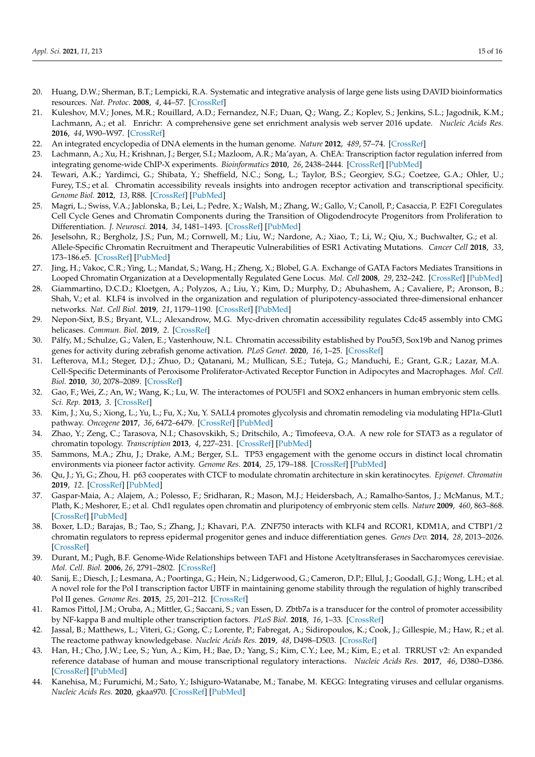20. Huang, D.W.; Sherman, B.T.; Lempicki, R.A. Systematic and integrative analysis of large gene lists using DAVID bioinformatics resources. *Nat. Protoc.* **2008**, *4*, 44–57. [CrossRef]
21. Kuleshov, M.V.; Jones, M.R.; Rouillard, A.D.; Fernandez, N.F.; Duan, Q.; Wang, Z.; Koplev, S.; Jenkins, S.L.; Jagodnik, K.M.; Lachmann, A.; et al. Enrichr: A comprehensive gene set enrichment analysis web server 2016 update. *Nucleic Acids Res.* **2016**, *44*, W90–W97. [CrossRef]
22. An integrated encyclopedia of DNA elements in the human genome. *Nature* **2012**, *489*, 57–74. [CrossRef]
23. Lachmann, A.; Xu, H.; Krishnan, J.; Berger, S.I.; Mazloom, A.R.; Ma'ayan, A. ChEA: Transcription factor regulation inferred from integrating genome-wide ChIP-X experiments. *Bioinformatics* **2010**, *26*, 2438–2444. [CrossRef] [PubMed]
24. Tewari, A.K.; Yardimci, G.; Shibata, Y.; Sheffield, N.C.; Song, L.; Taylor, B.S.; Georgiev, S.G.; Coetzee, G.A.; Ohler, U.; Furey, T.S.; et al. Chromatin accessibility reveals insights into androgen receptor activation and transcriptional specificity. *Genome Biol.* **2012**, *13*, R88. [CrossRef] [PubMed]
25. Magri, L.; Swiss, V.A.; Jablonska, B.; Lei, L.; Pedre, X.; Walsh, M.; Zhang, W.; Gallo, V.; Canoll, P.; Casaccia, P. E2F1 Coregulates Cell Cycle Genes and Chromatin Components during the Transition of Oligodendrocyte Progenitors from Proliferation to Differentiation. *J. Neurosci.* **2014**, *34*, 1481–1493. [CrossRef] [PubMed]
26. Jeselsohn, R.; Bergholz, J.S.; Pun, M.; Cornwell, M.; Liu, W.; Nardone, A.; Xiao, T.; Li, W.; Qiu, X.; Buchwalter, G.; et al. Allele-Specific Chromatin Recruitment and Therapeutic Vulnerabilities of ESR1 Activating Mutations. *Cancer Cell* **2018**, *33*, 173–186.e5. [CrossRef] [PubMed]
27. Jing, H.; Vakoc, C.R.; Ying, L.; Mandat, S.; Wang, H.; Zheng, X.; Blobel, G.A. Exchange of GATA Factors Mediates Transitions in Looped Chromatin Organization at a Developmentally Regulated Gene Locus. *Mol. Cell* **2008**, *29*, 232–242. [CrossRef] [PubMed]
28. Giammartino, D.C.D.; Kloetgen, A.; Polyzos, A.; Liu, Y.; Kim, D.; Murphy, D.; Abuhashem, A.; Cavaliere, P.; Aronson, B.; Shah, V.; et al. KLF4 is involved in the organization and regulation of pluripotency-associated three-dimensional enhancer networks. *Nat. Cell Biol.* **2019**, *21*, 1179–1190. [CrossRef] [PubMed]
29. Nepon-Sixt, B.S.; Bryant, V.L.; Alexandrow, M.G. Myc-driven chromatin accessibility regulates Cdc45 assembly into CMG helicases. *Commun. Biol.* **2019**, *2*. [CrossRef]
30. Pálfy, M.; Schulze, G.; Valen, E.; Vastenhouw, N.L. Chromatin accessibility established by Pou5f3, Sox19b and Nanog primes genes for activity during zebrafish genome activation. *PLoS Genet.* **2020**, *16*, 1–25. [CrossRef]
31. Lefterova, M.I.; Steger, D.J.; Zhuo, D.; Qatanani, M.; Mullican, S.E.; Tuteja, G.; Manduchi, E.; Grant, G.R.; Lazar, M.A. Cell-Specific Determinants of Peroxisome Proliferator-Activated Receptor Function in Adipocytes and Macrophages. *Mol. Cell. Biol.* **2010**, *30*, 2078–2089. [CrossRef]
32. Gao, F.; Wei, Z.; An, W.; Wang, K.; Lu, W. The interactomes of POU5F1 and SOX2 enhancers in human embryonic stem cells. *Sci. Rep.* **2013**, *3*. [CrossRef]
33. Kim, J.; Xu, S.; Xiong, L.; Yu, L.; Fu, X.; Xu, Y. SALL4 promotes glycolysis and chromatin remodeling via modulating HP1α-Glut1 pathway. *Oncogene* **2017**, *36*, 6472–6479. [CrossRef] [PubMed]
34. Zhao, Y.; Zeng, C.; Tarasova, N.I.; Chasovskikh, S.; Dritschilo, A.; Timofeeva, O.A. A new role for STAT3 as a regulator of chromatin topology. *Transcription* **2013**, *4*, 227–231. [CrossRef] [PubMed]
35. Sammons, M.A.; Zhu, J.; Drake, A.M.; Berger, S.L. TP53 engagement with the genome occurs in distinct local chromatin environments via pioneer factor activity. *Genome Res.* **2014**, *25*, 179–188. [CrossRef] [PubMed]
36. Qu, J.; Yi, G.; Zhou, H. p63 cooperates with CTCF to modulate chromatin architecture in skin keratinocytes. *Epigenet. Chromatin* **2019**, *12*. [CrossRef] [PubMed]
37. Gaspar-Maia, A.; Alajem, A.; Polesso, F.; Sridharan, R.; Mason, M.J.; Heidersbach, A.; Ramalho-Santos, J.; McManus, M.T.; Plath, K.; Meshorer, E.; et al. Chd1 regulates open chromatin and pluripotency of embryonic stem cells. *Nature* **2009**, *460*, 863–868. [CrossRef] [PubMed]
38. Boxer, L.D.; Barajas, B.; Tao, S.; Zhang, J.; Khavari, P.A. ZNF750 interacts with KLF4 and RCOR1, KDM1A, and CTBP1/2 chromatin regulators to repress epidermal progenitor genes and induce differentiation genes. *Genes Dev.* **2014**, *28*, 2013–2026. [CrossRef]
39. Durant, M.; Pugh, B.F. Genome-Wide Relationships between TAF1 and Histone Acetyltransferases in Saccharomyces cerevisiae. *Mol. Cell. Biol.* **2006**, *26*, 2791–2802. [CrossRef]
40. Sanij, E.; Diesch, J.; Lesmana, A.; Poortinga, G.; Hein, N.; Lidgerwood, G.; Cameron, D.P.; Ellul, J.; Goodall, G.J.; Wong, L.H.; et al. A novel role for the Pol I transcription factor UBTF in maintaining genome stability through the regulation of highly transcribed Pol II genes. *Genome Res.* **2015**, *25*, 201–212. [CrossRef]
41. Ramos Pittol, J.M.; Oruba, A.; Mittler, G.; Saccani, S.; van Essen, D. Zbtb7a is a transducer for the control of promoter accessibility by NF-kappa B and multiple other transcription factors. *PLoS Biol.* **2018**, *16*, 1–33. [CrossRef]
42. Jassal, B.; Matthews, L.; Viteri, G.; Gong, C.; Lorente, P.; Fabregat, A.; Sidiropoulos, K.; Cook, J.; Gillespie, M.; Haw, R.; et al. The reactome pathway knowledgebase. *Nucleic Acids Res.* **2019**, *48*, D498–D503. [CrossRef]
43. Han, H.; Cho, J.W.; Lee, S.; Yun, A.; Kim, H.; Bae, D.; Yang, S.; Kim, C.Y.; Lee, M.; Kim, E.; et al. TRRUST v2: An expanded reference database of human and mouse transcriptional regulatory interactions. *Nucleic Acids Res.* **2017**, *46*, D380–D386. [CrossRef] [PubMed]
44. Kanehisa, M.; Furumichi, M.; Sato, Y.; Ishiguro-Watanabe, M.; Tanabe, M. KEGG: Integrating viruses and cellular organisms. *Nucleic Acids Res.* **2020**, gkaa970. [CrossRef] [PubMed]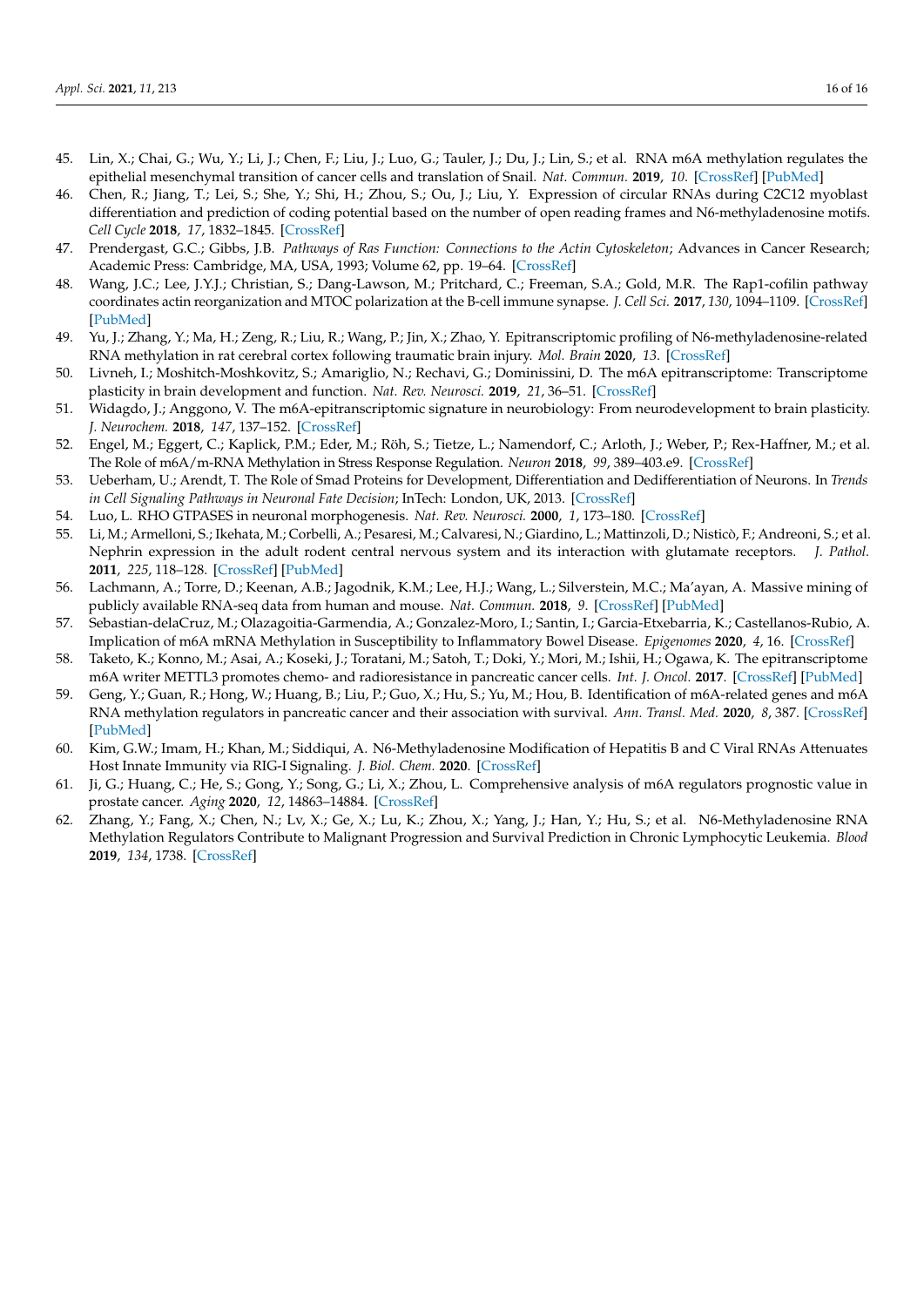45. Lin, X.; Chai, G.; Wu, Y.; Li, J.; Chen, F.; Liu, J.; Luo, G.; Tauler, J.; Du, J.; Lin, S.; et al. RNA m6A methylation regulates the epithelial mesenchymal transition of cancer cells and translation of Snail. *Nat. Commun.* **2019**, *10*. [CrossRef] [PubMed]
46. Chen, R.; Jiang, T.; Lei, S.; She, Y.; Shi, H.; Zhou, S.; Ou, J.; Liu, Y. Expression of circular RNAs during C2C12 myoblast differentiation and prediction of coding potential based on the number of open reading frames and N6-methyladenosine motifs. *Cell Cycle* **2018**, *17*, 1832–1845. [CrossRef]
47. Prendergast, G.C.; Gibbs, J.B. *Pathways of Ras Function: Connections to the Actin Cytoskeleton*; Advances in Cancer Research; Academic Press: Cambridge, MA, USA, 1993; Volume 62, pp. 19–64. [CrossRef]
48. Wang, J.C.; Lee, J.Y.J.; Christian, S.; Dang-Lawson, M.; Pritchard, C.; Freeman, S.A.; Gold, M.R. The Rap1-cofilin pathway coordinates actin reorganization and MTOC polarization at the B-cell immune synapse. *J. Cell Sci.* **2017**, *130*, 1094–1109. [CrossRef] [PubMed]
49. Yu, J.; Zhang, Y.; Ma, H.; Zeng, R.; Liu, R.; Wang, P.; Jin, X.; Zhao, Y. Epitranscriptomic profiling of N6-methyladenosine-related RNA methylation in rat cerebral cortex following traumatic brain injury. *Mol. Brain* **2020**, *13*. [CrossRef]
50. Livneh, I.; Moshitch-Moshkovitz, S.; Amariglio, N.; Rechavi, G.; Dominissini, D. The m6A epitranscriptome: Transcriptome plasticity in brain development and function. *Nat. Rev. Neurosci.* **2019**, *21*, 36–51. [CrossRef]
51. Widagdo, J.; Anggono, V. The m6A-epitranscriptomic signature in neurobiology: From neurodevelopment to brain plasticity. *J. Neurochem.* **2018**, *147*, 137–152. [CrossRef]
52. Engel, M.; Eggert, C.; Kaplick, P.M.; Eder, M.; Röh, S.; Tietze, L.; Namendorf, C.; Arloth, J.; Weber, P.; Rex-Haffner, M.; et al. The Role of m6A/m-RNA Methylation in Stress Response Regulation. *Neuron* **2018**, *99*, 389–403.e9. [CrossRef]
53. Ueberham, U.; Arendt, T. The Role of Smad Proteins for Development, Differentiation and Dedifferentiation of Neurons. In *Trends in Cell Signaling Pathways in Neuronal Fate Decision*; InTech: London, UK, 2013. [CrossRef]
54. Luo, L. RHO GTPASES in neuronal morphogenesis. *Nat. Rev. Neurosci.* **2000**, *1*, 173–180. [CrossRef]
55. Li, M.; Armelloni, S.; Ikehata, M.; Corbelli, A.; Pesaresi, M.; Calvaresi, N.; Giardino, L.; Mattinzoli, D.; Nisticò, F.; Andreoni, S.; et al. Nephrin expression in the adult rodent central nervous system and its interaction with glutamate receptors. *J. Pathol.* **2011**, *225*, 118–128. [CrossRef] [PubMed]
56. Lachmann, A.; Torre, D.; Keenan, A.B.; Jagodnik, K.M.; Lee, H.J.; Wang, L.; Silverstein, M.C.; Ma'ayan, A. Massive mining of publicly available RNA-seq data from human and mouse. *Nat. Commun.* **2018**, *9*. [CrossRef] [PubMed]
57. Sebastian-delaCruz, M.; Olazagoitia-Garmendia, A.; Gonzalez-Moro, I.; Santin, I.; Garcia-Etxebarria, K.; Castellanos-Rubio, A. Implication of m6A mRNA Methylation in Susceptibility to Inflammatory Bowel Disease. *Epigenomes* **2020**, *4*, 16. [CrossRef]
58. Taketo, K.; Konno, M.; Asai, A.; Koseki, J.; Toratani, M.; Satoh, T.; Doki, Y.; Mori, M.; Ishii, H.; Ogawa, K. The epitranscriptome m6A writer METTL3 promotes chemo- and radioresistance in pancreatic cancer cells. *Int. J. Oncol.* **2017**. [CrossRef] [PubMed]
59. Geng, Y.; Guan, R.; Hong, W.; Huang, B.; Liu, P.; Guo, X.; Hu, S.; Yu, M.; Hou, B. Identification of m6A-related genes and m6A RNA methylation regulators in pancreatic cancer and their association with survival. *Ann. Transl. Med.* **2020**, *8*, 387. [CrossRef] [PubMed]
60. Kim, G.W.; Imam, H.; Khan, M.; Siddiqui, A. N6-Methyladenosine Modification of Hepatitis B and C Viral RNAs Attenuates Host Innate Immunity via RIG-I Signaling. *J. Biol. Chem.* **2020**. [CrossRef]
61. Ji, G.; Huang, C.; He, S.; Gong, Y.; Song, G.; Li, X.; Zhou, L. Comprehensive analysis of m6A regulators prognostic value in prostate cancer. *Aging* **2020**, *12*, 14863–14884. [CrossRef]
62. Zhang, Y.; Fang, X.; Chen, N.; Lv, X.; Ge, X.; Lu, K.; Zhou, X.; Yang, J.; Han, Y.; Hu, S.; et al. N6-Methyladenosine RNA Methylation Regulators Contribute to Malignant Progression and Survival Prediction in Chronic Lymphocytic Leukemia. *Blood* **2019**, *134*, 1738. [CrossRef]